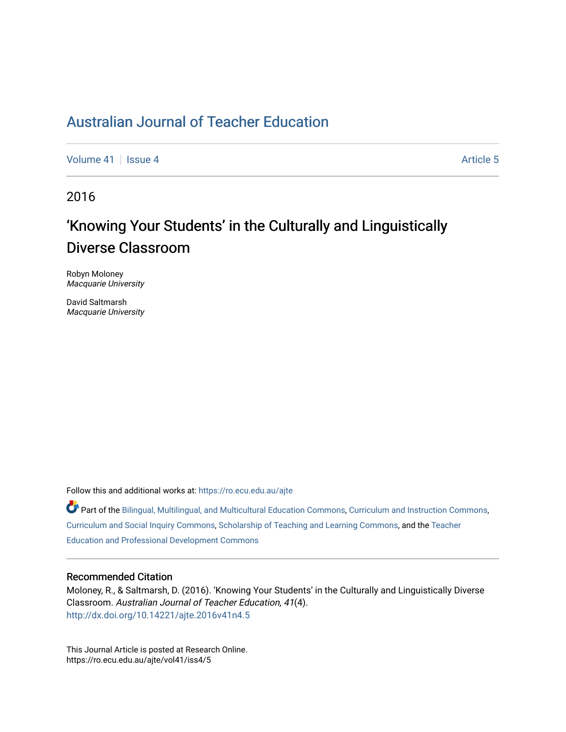# Australian Journal of Teacher Education

Volume 41 | Issue 4 | Article 5

2016

## 'Knowing Your Students' in the Culturally and Linguistically Diverse Classroom

Robyn Moloney
*Macquarie University*

David Saltmarsh
*Macquarie University*

Follow this and additional works at: https://ro.ecu.edu.au/ajte

Part of the Bilingual, Multilingual, and Multicultural Education Commons, Curriculum and Instruction Commons, Curriculum and Social Inquiry Commons, Scholarship of Teaching and Learning Commons, and the Teacher Education and Professional Development Commons

### Recommended Citation

Moloney, R., & Saltmarsh, D. (2016). 'Knowing Your Students' in the Culturally and Linguistically Diverse Classroom. *Australian Journal of Teacher Education, 41*(4).
http://dx.doi.org/10.14221/ajte.2016v41n4.5

This Journal Article is posted at Research Online.
https://ro.ecu.edu.au/ajte/vol41/iss4/5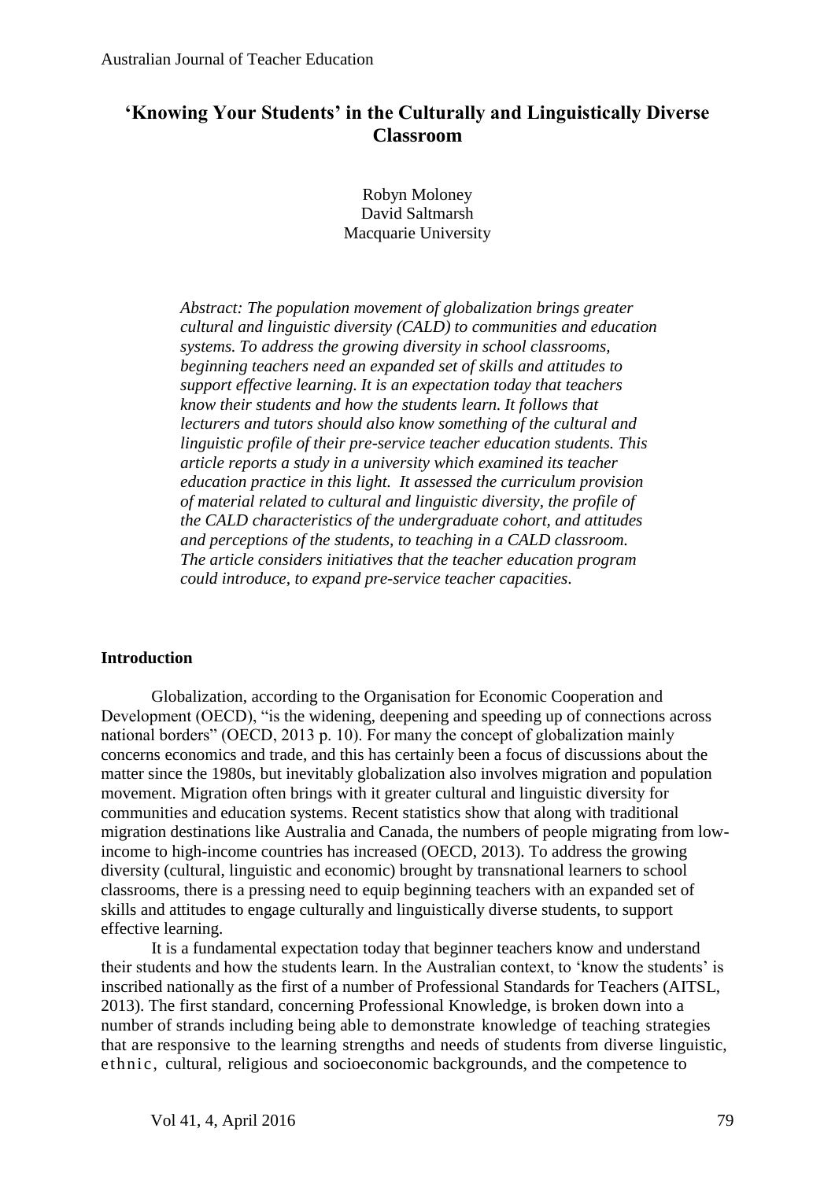# 'Knowing Your Students' in the Culturally and Linguistically Diverse Classroom

Robyn Moloney
David Saltmarsh
Macquarie University

*Abstract: The population movement of globalization brings greater cultural and linguistic diversity (CALD) to communities and education systems. To address the growing diversity in school classrooms, beginning teachers need an expanded set of skills and attitudes to support effective learning. It is an expectation today that teachers know their students and how the students learn. It follows that lecturers and tutors should also know something of the cultural and linguistic profile of their pre-service teacher education students. This article reports a study in a university which examined its teacher education practice in this light. It assessed the curriculum provision of material related to cultural and linguistic diversity, the profile of the CALD characteristics of the undergraduate cohort, and attitudes and perceptions of the students, to teaching in a CALD classroom. The article considers initiatives that the teacher education program could introduce, to expand pre-service teacher capacities.*

## Introduction

Globalization, according to the Organisation for Economic Cooperation and Development (OECD), "is the widening, deepening and speeding up of connections across national borders" (OECD, 2013 p. 10). For many the concept of globalization mainly concerns economics and trade, and this has certainly been a focus of discussions about the matter since the 1980s, but inevitably globalization also involves migration and population movement. Migration often brings with it greater cultural and linguistic diversity for communities and education systems. Recent statistics show that along with traditional migration destinations like Australia and Canada, the numbers of people migrating from low-income to high-income countries has increased (OECD, 2013). To address the growing diversity (cultural, linguistic and economic) brought by transnational learners to school classrooms, there is a pressing need to equip beginning teachers with an expanded set of skills and attitudes to engage culturally and linguistically diverse students, to support effective learning.

It is a fundamental expectation today that beginner teachers know and understand their students and how the students learn. In the Australian context, to 'know the students' is inscribed nationally as the first of a number of Professional Standards for Teachers (AITSL, 2013). The first standard, concerning Professional Knowledge, is broken down into a number of strands including being able to demonstrate knowledge of teaching strategies that are responsive to the learning strengths and needs of students from diverse linguistic, ethnic, cultural, religious and socioeconomic backgrounds, and the competence to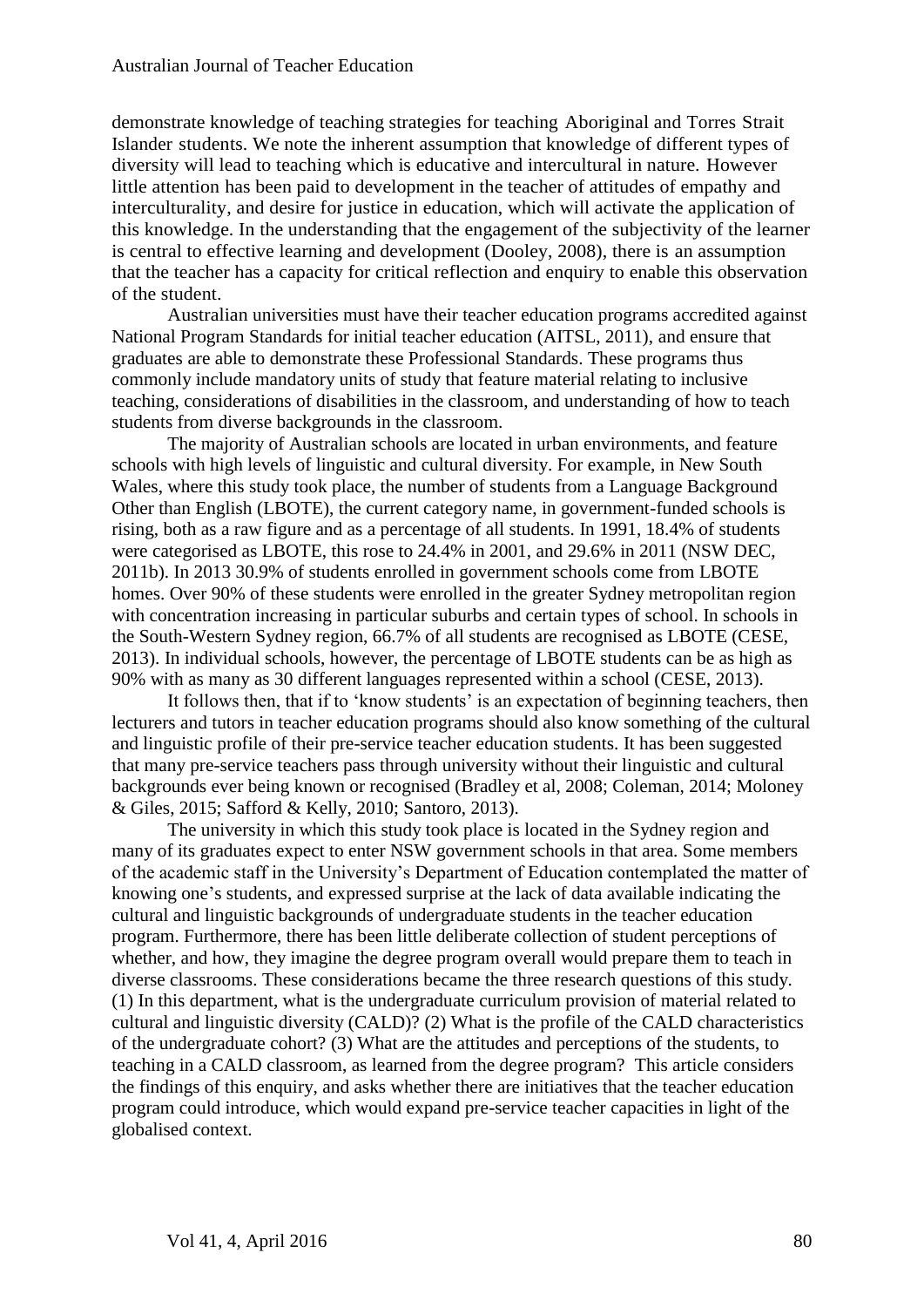demonstrate knowledge of teaching strategies for teaching Aboriginal and Torres Strait Islander students. We note the inherent assumption that knowledge of different types of diversity will lead to teaching which is educative and intercultural in nature. However little attention has been paid to development in the teacher of attitudes of empathy and interculturality, and desire for justice in education, which will activate the application of this knowledge. In the understanding that the engagement of the subjectivity of the learner is central to effective learning and development (Dooley, 2008), there is an assumption that the teacher has a capacity for critical reflection and enquiry to enable this observation of the student.

Australian universities must have their teacher education programs accredited against National Program Standards for initial teacher education (AITSL, 2011), and ensure that graduates are able to demonstrate these Professional Standards. These programs thus commonly include mandatory units of study that feature material relating to inclusive teaching, considerations of disabilities in the classroom, and understanding of how to teach students from diverse backgrounds in the classroom.

The majority of Australian schools are located in urban environments, and feature schools with high levels of linguistic and cultural diversity. For example, in New South Wales, where this study took place, the number of students from a Language Background Other than English (LBOTE), the current category name, in government-funded schools is rising, both as a raw figure and as a percentage of all students. In 1991, 18.4% of students were categorised as LBOTE, this rose to 24.4% in 2001, and 29.6% in 2011 (NSW DEC, 2011b). In 2013 30.9% of students enrolled in government schools come from LBOTE homes. Over 90% of these students were enrolled in the greater Sydney metropolitan region with concentration increasing in particular suburbs and certain types of school. In schools in the South-Western Sydney region, 66.7% of all students are recognised as LBOTE (CESE, 2013). In individual schools, however, the percentage of LBOTE students can be as high as 90% with as many as 30 different languages represented within a school (CESE, 2013).

It follows then, that if to 'know students' is an expectation of beginning teachers, then lecturers and tutors in teacher education programs should also know something of the cultural and linguistic profile of their pre-service teacher education students. It has been suggested that many pre-service teachers pass through university without their linguistic and cultural backgrounds ever being known or recognised (Bradley et al, 2008; Coleman, 2014; Moloney & Giles, 2015; Safford & Kelly, 2010; Santoro, 2013).

The university in which this study took place is located in the Sydney region and many of its graduates expect to enter NSW government schools in that area. Some members of the academic staff in the University's Department of Education contemplated the matter of knowing one's students, and expressed surprise at the lack of data available indicating the cultural and linguistic backgrounds of undergraduate students in the teacher education program. Furthermore, there has been little deliberate collection of student perceptions of whether, and how, they imagine the degree program overall would prepare them to teach in diverse classrooms. These considerations became the three research questions of this study. (1) In this department, what is the undergraduate curriculum provision of material related to cultural and linguistic diversity (CALD)? (2) What is the profile of the CALD characteristics of the undergraduate cohort? (3) What are the attitudes and perceptions of the students, to teaching in a CALD classroom, as learned from the degree program? This article considers the findings of this enquiry, and asks whether there are initiatives that the teacher education program could introduce, which would expand pre-service teacher capacities in light of the globalised context.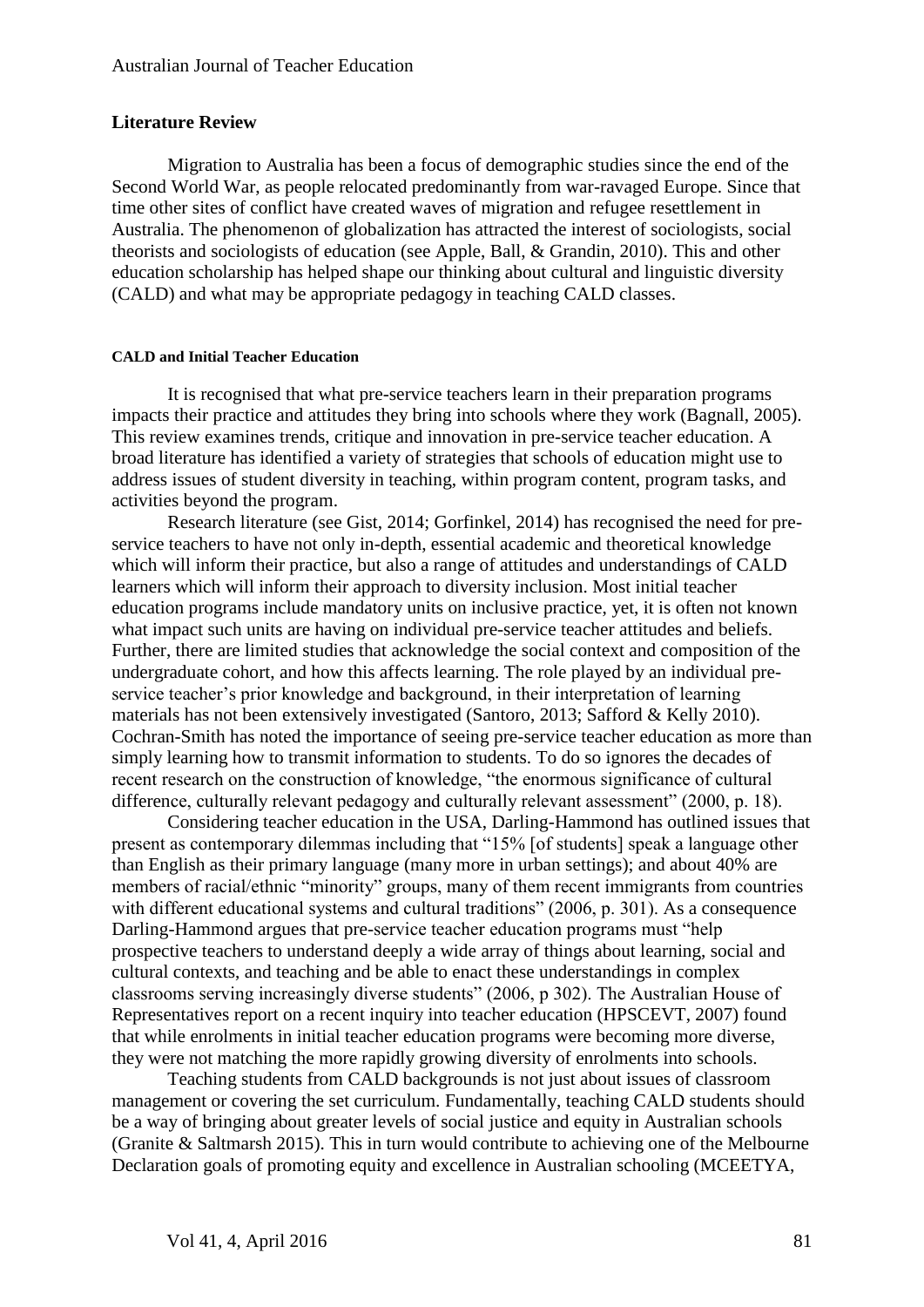## Literature Review

Migration to Australia has been a focus of demographic studies since the end of the Second World War, as people relocated predominantly from war-ravaged Europe. Since that time other sites of conflict have created waves of migration and refugee resettlement in Australia. The phenomenon of globalization has attracted the interest of sociologists, social theorists and sociologists of education (see Apple, Ball, & Grandin, 2010). This and other education scholarship has helped shape our thinking about cultural and linguistic diversity (CALD) and what may be appropriate pedagogy in teaching CALD classes.

#### CALD and Initial Teacher Education

It is recognised that what pre-service teachers learn in their preparation programs impacts their practice and attitudes they bring into schools where they work (Bagnall, 2005). This review examines trends, critique and innovation in pre-service teacher education. A broad literature has identified a variety of strategies that schools of education might use to address issues of student diversity in teaching, within program content, program tasks, and activities beyond the program.

Research literature (see Gist, 2014; Gorfinkel, 2014) has recognised the need for pre-service teachers to have not only in-depth, essential academic and theoretical knowledge which will inform their practice, but also a range of attitudes and understandings of CALD learners which will inform their approach to diversity inclusion. Most initial teacher education programs include mandatory units on inclusive practice, yet, it is often not known what impact such units are having on individual pre-service teacher attitudes and beliefs. Further, there are limited studies that acknowledge the social context and composition of the undergraduate cohort, and how this affects learning. The role played by an individual pre-service teacher's prior knowledge and background, in their interpretation of learning materials has not been extensively investigated (Santoro, 2013; Safford & Kelly 2010). Cochran-Smith has noted the importance of seeing pre-service teacher education as more than simply learning how to transmit information to students. To do so ignores the decades of recent research on the construction of knowledge, "the enormous significance of cultural difference, culturally relevant pedagogy and culturally relevant assessment" (2000, p. 18).

Considering teacher education in the USA, Darling-Hammond has outlined issues that present as contemporary dilemmas including that "15% [of students] speak a language other than English as their primary language (many more in urban settings); and about 40% are members of racial/ethnic "minority" groups, many of them recent immigrants from countries with different educational systems and cultural traditions" (2006, p. 301). As a consequence Darling-Hammond argues that pre-service teacher education programs must "help prospective teachers to understand deeply a wide array of things about learning, social and cultural contexts, and teaching and be able to enact these understandings in complex classrooms serving increasingly diverse students" (2006, p 302). The Australian House of Representatives report on a recent inquiry into teacher education (HPSCEVT, 2007) found that while enrolments in initial teacher education programs were becoming more diverse, they were not matching the more rapidly growing diversity of enrolments into schools.

Teaching students from CALD backgrounds is not just about issues of classroom management or covering the set curriculum. Fundamentally, teaching CALD students should be a way of bringing about greater levels of social justice and equity in Australian schools (Granite & Saltmarsh 2015). This in turn would contribute to achieving one of the Melbourne Declaration goals of promoting equity and excellence in Australian schooling (MCEETYA,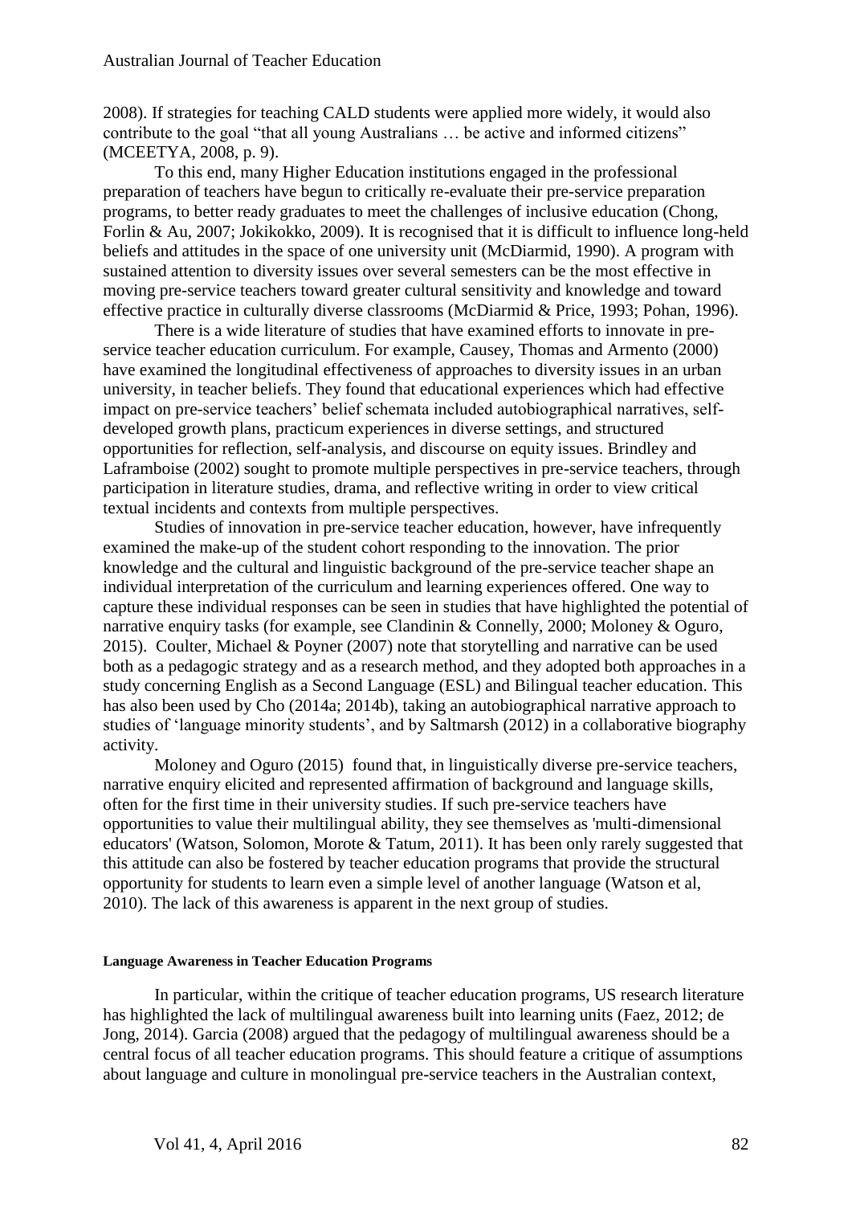2008). If strategies for teaching CALD students were applied more widely, it would also contribute to the goal "that all young Australians … be active and informed citizens" (MCEETYA, 2008, p. 9).

To this end, many Higher Education institutions engaged in the professional preparation of teachers have begun to critically re-evaluate their pre-service preparation programs, to better ready graduates to meet the challenges of inclusive education (Chong, Forlin & Au, 2007; Jokikokko, 2009). It is recognised that it is difficult to influence long-held beliefs and attitudes in the space of one university unit (McDiarmid, 1990). A program with sustained attention to diversity issues over several semesters can be the most effective in moving pre-service teachers toward greater cultural sensitivity and knowledge and toward effective practice in culturally diverse classrooms (McDiarmid & Price, 1993; Pohan, 1996).

There is a wide literature of studies that have examined efforts to innovate in pre-service teacher education curriculum. For example, Causey, Thomas and Armento (2000) have examined the longitudinal effectiveness of approaches to diversity issues in an urban university, in teacher beliefs. They found that educational experiences which had effective impact on pre-service teachers' belief schemata included autobiographical narratives, self-developed growth plans, practicum experiences in diverse settings, and structured opportunities for reflection, self-analysis, and discourse on equity issues. Brindley and Laframboise (2002) sought to promote multiple perspectives in pre-service teachers, through participation in literature studies, drama, and reflective writing in order to view critical textual incidents and contexts from multiple perspectives.

Studies of innovation in pre-service teacher education, however, have infrequently examined the make-up of the student cohort responding to the innovation. The prior knowledge and the cultural and linguistic background of the pre-service teacher shape an individual interpretation of the curriculum and learning experiences offered. One way to capture these individual responses can be seen in studies that have highlighted the potential of narrative enquiry tasks (for example, see Clandinin & Connelly, 2000; Moloney & Oguro, 2015). Coulter, Michael & Poyner (2007) note that storytelling and narrative can be used both as a pedagogic strategy and as a research method, and they adopted both approaches in a study concerning English as a Second Language (ESL) and Bilingual teacher education. This has also been used by Cho (2014a; 2014b), taking an autobiographical narrative approach to studies of 'language minority students', and by Saltmarsh (2012) in a collaborative biography activity.

Moloney and Oguro (2015) found that, in linguistically diverse pre-service teachers, narrative enquiry elicited and represented affirmation of background and language skills, often for the first time in their university studies. If such pre-service teachers have opportunities to value their multilingual ability, they see themselves as 'multi-dimensional educators' (Watson, Solomon, Morote & Tatum, 2011). It has been only rarely suggested that this attitude can also be fostered by teacher education programs that provide the structural opportunity for students to learn even a simple level of another language (Watson et al, 2010). The lack of this awareness is apparent in the next group of studies.

#### Language Awareness in Teacher Education Programs

In particular, within the critique of teacher education programs, US research literature has highlighted the lack of multilingual awareness built into learning units (Faez, 2012; de Jong, 2014). Garcia (2008) argued that the pedagogy of multilingual awareness should be a central focus of all teacher education programs. This should feature a critique of assumptions about language and culture in monolingual pre-service teachers in the Australian context,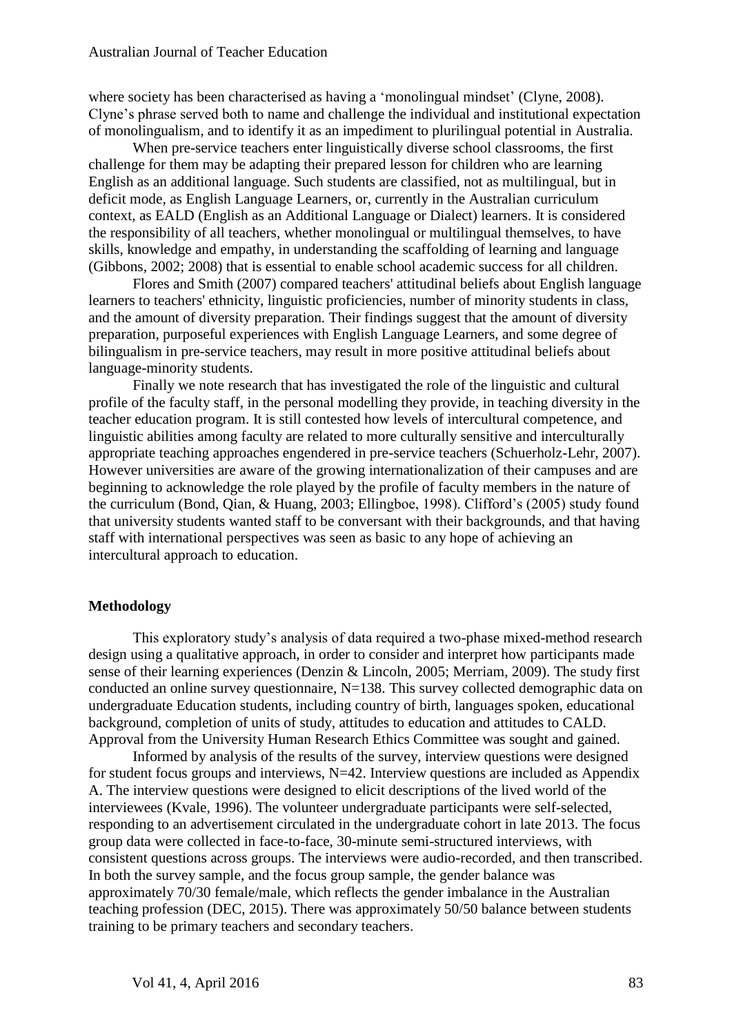where society has been characterised as having a 'monolingual mindset' (Clyne, 2008). Clyne's phrase served both to name and challenge the individual and institutional expectation of monolingualism, and to identify it as an impediment to plurilingual potential in Australia.

When pre-service teachers enter linguistically diverse school classrooms, the first challenge for them may be adapting their prepared lesson for children who are learning English as an additional language. Such students are classified, not as multilingual, but in deficit mode, as English Language Learners, or, currently in the Australian curriculum context, as EALD (English as an Additional Language or Dialect) learners. It is considered the responsibility of all teachers, whether monolingual or multilingual themselves, to have skills, knowledge and empathy, in understanding the scaffolding of learning and language (Gibbons, 2002; 2008) that is essential to enable school academic success for all children.

Flores and Smith (2007) compared teachers' attitudinal beliefs about English language learners to teachers' ethnicity, linguistic proficiencies, number of minority students in class, and the amount of diversity preparation. Their findings suggest that the amount of diversity preparation, purposeful experiences with English Language Learners, and some degree of bilingualism in pre-service teachers, may result in more positive attitudinal beliefs about language-minority students.

Finally we note research that has investigated the role of the linguistic and cultural profile of the faculty staff, in the personal modelling they provide, in teaching diversity in the teacher education program. It is still contested how levels of intercultural competence, and linguistic abilities among faculty are related to more culturally sensitive and interculturally appropriate teaching approaches engendered in pre-service teachers (Schuerholz-Lehr, 2007). However universities are aware of the growing internationalization of their campuses and are beginning to acknowledge the role played by the profile of faculty members in the nature of the curriculum (Bond, Qian, & Huang, 2003; Ellingboe, 1998). Clifford's (2005) study found that university students wanted staff to be conversant with their backgrounds, and that having staff with international perspectives was seen as basic to any hope of achieving an intercultural approach to education.

## Methodology

This exploratory study's analysis of data required a two-phase mixed-method research design using a qualitative approach, in order to consider and interpret how participants made sense of their learning experiences (Denzin & Lincoln, 2005; Merriam, 2009). The study first conducted an online survey questionnaire, N=138. This survey collected demographic data on undergraduate Education students, including country of birth, languages spoken, educational background, completion of units of study, attitudes to education and attitudes to CALD. Approval from the University Human Research Ethics Committee was sought and gained.

Informed by analysis of the results of the survey, interview questions were designed for student focus groups and interviews, N=42. Interview questions are included as Appendix A. The interview questions were designed to elicit descriptions of the lived world of the interviewees (Kvale, 1996). The volunteer undergraduate participants were self-selected, responding to an advertisement circulated in the undergraduate cohort in late 2013. The focus group data were collected in face-to-face, 30-minute semi-structured interviews, with consistent questions across groups. The interviews were audio-recorded, and then transcribed. In both the survey sample, and the focus group sample, the gender balance was approximately 70/30 female/male, which reflects the gender imbalance in the Australian teaching profession (DEC, 2015). There was approximately 50/50 balance between students training to be primary teachers and secondary teachers.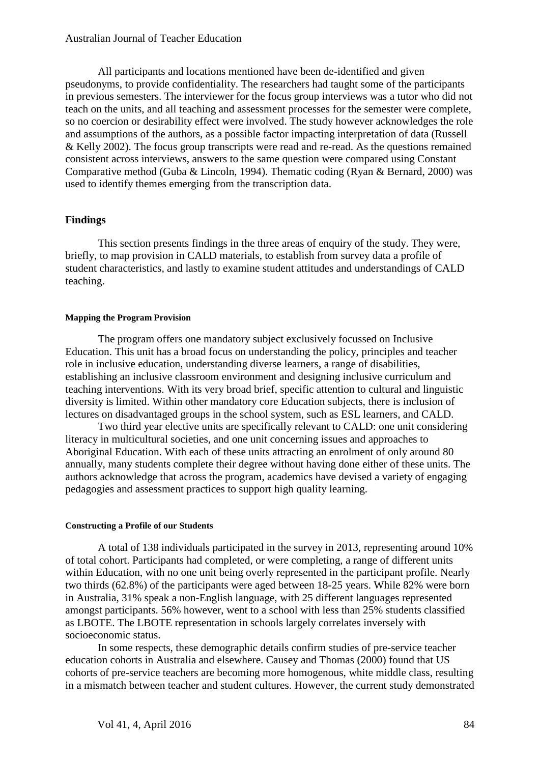All participants and locations mentioned have been de-identified and given pseudonyms, to provide confidentiality. The researchers had taught some of the participants in previous semesters. The interviewer for the focus group interviews was a tutor who did not teach on the units, and all teaching and assessment processes for the semester were complete, so no coercion or desirability effect were involved. The study however acknowledges the role and assumptions of the authors, as a possible factor impacting interpretation of data (Russell & Kelly 2002). The focus group transcripts were read and re-read. As the questions remained consistent across interviews, answers to the same question were compared using Constant Comparative method (Guba & Lincoln, 1994). Thematic coding (Ryan & Bernard, 2000) was used to identify themes emerging from the transcription data.

## Findings

This section presents findings in the three areas of enquiry of the study. They were, briefly, to map provision in CALD materials, to establish from survey data a profile of student characteristics, and lastly to examine student attitudes and understandings of CALD teaching.

### Mapping the Program Provision

The program offers one mandatory subject exclusively focussed on Inclusive Education. This unit has a broad focus on understanding the policy, principles and teacher role in inclusive education, understanding diverse learners, a range of disabilities, establishing an inclusive classroom environment and designing inclusive curriculum and teaching interventions. With its very broad brief, specific attention to cultural and linguistic diversity is limited. Within other mandatory core Education subjects, there is inclusion of lectures on disadvantaged groups in the school system, such as ESL learners, and CALD.

Two third year elective units are specifically relevant to CALD: one unit considering literacy in multicultural societies, and one unit concerning issues and approaches to Aboriginal Education. With each of these units attracting an enrolment of only around 80 annually, many students complete their degree without having done either of these units. The authors acknowledge that across the program, academics have devised a variety of engaging pedagogies and assessment practices to support high quality learning.

### Constructing a Profile of our Students

A total of 138 individuals participated in the survey in 2013, representing around 10% of total cohort. Participants had completed, or were completing, a range of different units within Education, with no one unit being overly represented in the participant profile. Nearly two thirds (62.8%) of the participants were aged between 18-25 years. While 82% were born in Australia, 31% speak a non-English language, with 25 different languages represented amongst participants. 56% however, went to a school with less than 25% students classified as LBOTE. The LBOTE representation in schools largely correlates inversely with socioeconomic status.

In some respects, these demographic details confirm studies of pre-service teacher education cohorts in Australia and elsewhere. Causey and Thomas (2000) found that US cohorts of pre-service teachers are becoming more homogenous, white middle class, resulting in a mismatch between teacher and student cultures. However, the current study demonstrated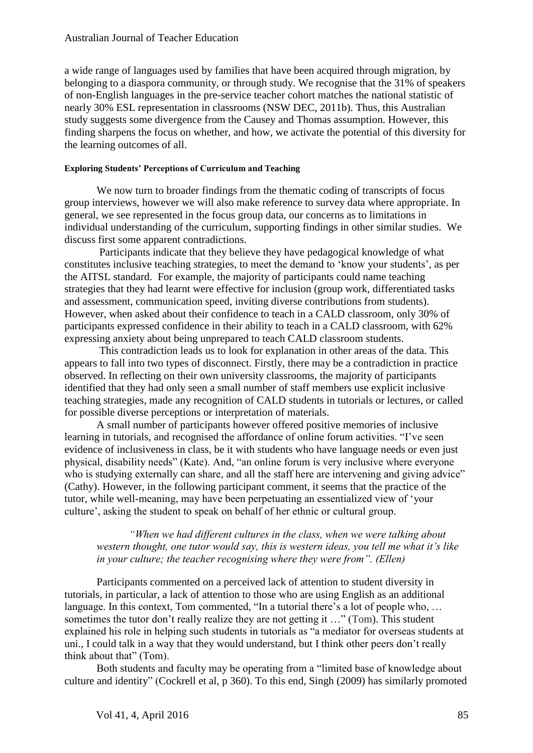a wide range of languages used by families that have been acquired through migration, by belonging to a diaspora community, or through study. We recognise that the 31% of speakers of non-English languages in the pre-service teacher cohort matches the national statistic of nearly 30% ESL representation in classrooms (NSW DEC, 2011b). Thus, this Australian study suggests some divergence from the Causey and Thomas assumption. However, this finding sharpens the focus on whether, and how, we activate the potential of this diversity for the learning outcomes of all.

#### Exploring Students' Perceptions of Curriculum and Teaching

We now turn to broader findings from the thematic coding of transcripts of focus group interviews, however we will also make reference to survey data where appropriate. In general, we see represented in the focus group data, our concerns as to limitations in individual understanding of the curriculum, supporting findings in other similar studies. We discuss first some apparent contradictions.

Participants indicate that they believe they have pedagogical knowledge of what constitutes inclusive teaching strategies, to meet the demand to 'know your students', as per the AITSL standard. For example, the majority of participants could name teaching strategies that they had learnt were effective for inclusion (group work, differentiated tasks and assessment, communication speed, inviting diverse contributions from students). However, when asked about their confidence to teach in a CALD classroom, only 30% of participants expressed confidence in their ability to teach in a CALD classroom, with 62% expressing anxiety about being unprepared to teach CALD classroom students.

This contradiction leads us to look for explanation in other areas of the data. This appears to fall into two types of disconnect. Firstly, there may be a contradiction in practice observed. In reflecting on their own university classrooms, the majority of participants identified that they had only seen a small number of staff members use explicit inclusive teaching strategies, made any recognition of CALD students in tutorials or lectures, or called for possible diverse perceptions or interpretation of materials.

A small number of participants however offered positive memories of inclusive learning in tutorials, and recognised the affordance of online forum activities. "I've seen evidence of inclusiveness in class, be it with students who have language needs or even just physical, disability needs" (Kate). And, "an online forum is very inclusive where everyone who is studying externally can share, and all the staff here are intervening and giving advice" (Cathy). However, in the following participant comment, it seems that the practice of the tutor, while well-meaning, may have been perpetuating an essentialized view of 'your culture', asking the student to speak on behalf of her ethnic or cultural group.

> *"When we had different cultures in the class, when we were talking about western thought, one tutor would say, this is western ideas, you tell me what it's like in your culture; the teacher recognising where they were from". (Ellen)*

Participants commented on a perceived lack of attention to student diversity in tutorials, in particular, a lack of attention to those who are using English as an additional language. In this context, Tom commented, "In a tutorial there's a lot of people who, … sometimes the tutor don't really realize they are not getting it …" (Tom). This student explained his role in helping such students in tutorials as "a mediator for overseas students at uni., I could talk in a way that they would understand, but I think other peers don't really think about that" (Tom).

Both students and faculty may be operating from a "limited base of knowledge about culture and identity" (Cockrell et al, p 360). To this end, Singh (2009) has similarly promoted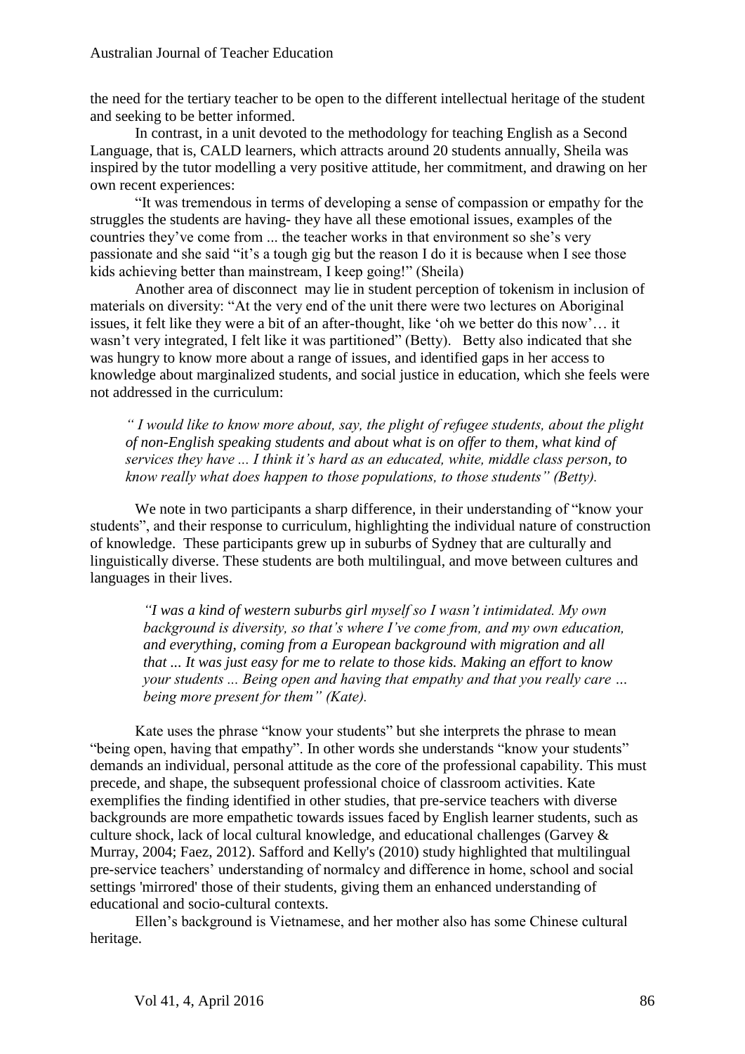the need for the tertiary teacher to be open to the different intellectual heritage of the student and seeking to be better informed.

In contrast, in a unit devoted to the methodology for teaching English as a Second Language, that is, CALD learners, which attracts around 20 students annually, Sheila was inspired by the tutor modelling a very positive attitude, her commitment, and drawing on her own recent experiences:

"It was tremendous in terms of developing a sense of compassion or empathy for the struggles the students are having- they have all these emotional issues, examples of the countries they've come from ... the teacher works in that environment so she's very passionate and she said "it's a tough gig but the reason I do it is because when I see those kids achieving better than mainstream, I keep going!" (Sheila)

Another area of disconnect may lie in student perception of tokenism in inclusion of materials on diversity: "At the very end of the unit there were two lectures on Aboriginal issues, it felt like they were a bit of an after-thought, like 'oh we better do this now'… it wasn't very integrated, I felt like it was partitioned" (Betty). Betty also indicated that she was hungry to know more about a range of issues, and identified gaps in her access to knowledge about marginalized students, and social justice in education, which she feels were not addressed in the curriculum:

> *" I would like to know more about, say, the plight of refugee students, about the plight of non-English speaking students and about what is on offer to them, what kind of services they have ... I think it's hard as an educated, white, middle class person, to know really what does happen to those populations, to those students" (Betty).*

We note in two participants a sharp difference, in their understanding of "know your students", and their response to curriculum, highlighting the individual nature of construction of knowledge. These participants grew up in suburbs of Sydney that are culturally and linguistically diverse. These students are both multilingual, and move between cultures and languages in their lives.

> *"I was a kind of western suburbs girl myself so I wasn't intimidated. My own background is diversity, so that's where I've come from, and my own education, and everything, coming from a European background with migration and all that ... It was just easy for me to relate to those kids. Making an effort to know your students ... Being open and having that empathy and that you really care … being more present for them" (Kate).*

Kate uses the phrase "know your students" but she interprets the phrase to mean "being open, having that empathy". In other words she understands "know your students" demands an individual, personal attitude as the core of the professional capability. This must precede, and shape, the subsequent professional choice of classroom activities. Kate exemplifies the finding identified in other studies, that pre-service teachers with diverse backgrounds are more empathetic towards issues faced by English learner students, such as culture shock, lack of local cultural knowledge, and educational challenges (Garvey & Murray, 2004; Faez, 2012). Safford and Kelly's (2010) study highlighted that multilingual pre-service teachers' understanding of normalcy and difference in home, school and social settings 'mirrored' those of their students, giving them an enhanced understanding of educational and socio-cultural contexts.

Ellen's background is Vietnamese, and her mother also has some Chinese cultural heritage.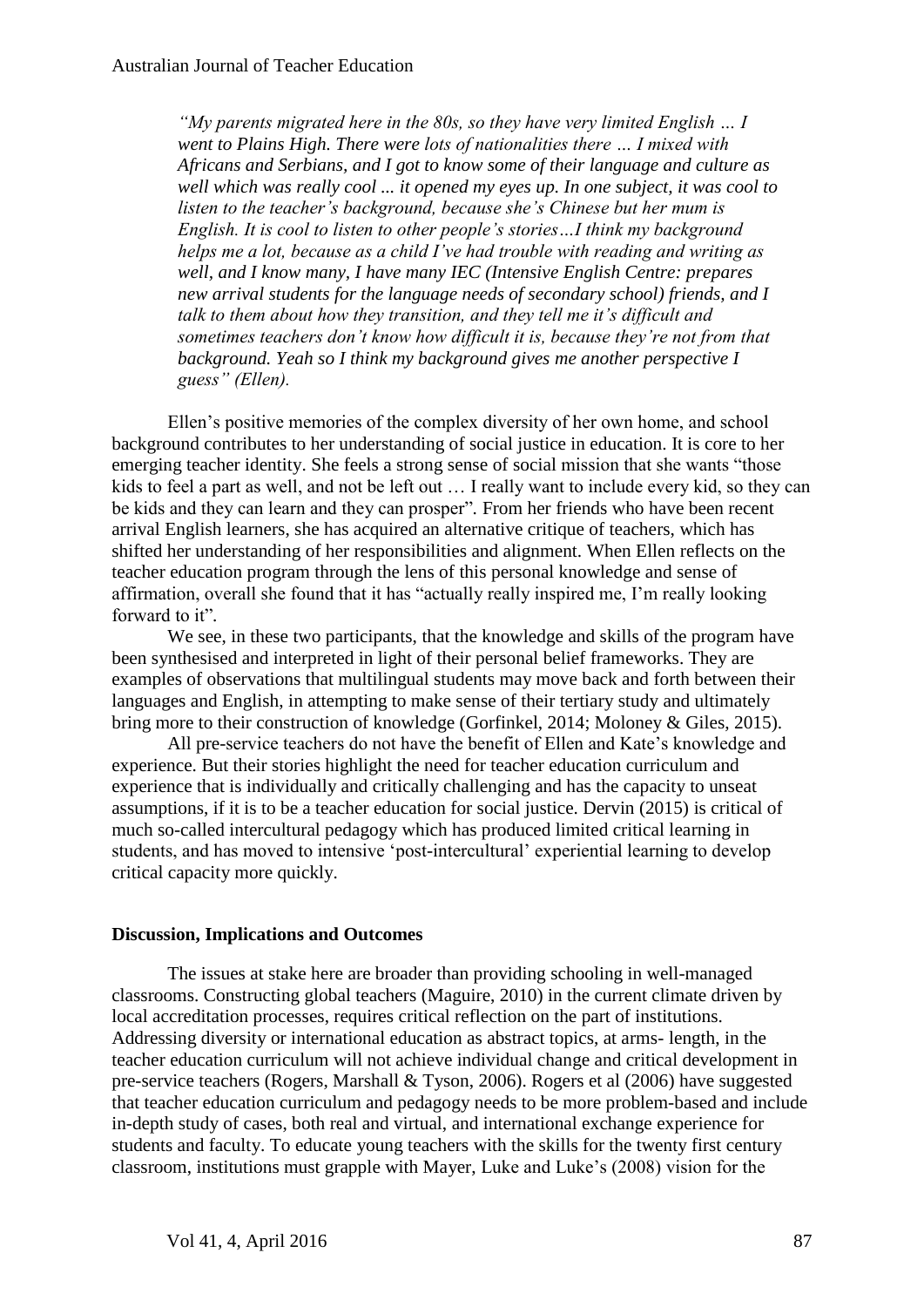> *"My parents migrated here in the 80s, so they have very limited English … I went to Plains High. There were lots of nationalities there … I mixed with Africans and Serbians, and I got to know some of their language and culture as well which was really cool ... it opened my eyes up. In one subject, it was cool to listen to the teacher's background, because she's Chinese but her mum is English. It is cool to listen to other people's stories…I think my background helps me a lot, because as a child I've had trouble with reading and writing as well, and I know many, I have many IEC (Intensive English Centre: prepares new arrival students for the language needs of secondary school) friends, and I talk to them about how they transition, and they tell me it's difficult and sometimes teachers don't know how difficult it is, because they're not from that background. Yeah so I think my background gives me another perspective I guess" (Ellen).*

Ellen's positive memories of the complex diversity of her own home, and school background contributes to her understanding of social justice in education. It is core to her emerging teacher identity. She feels a strong sense of social mission that she wants "those kids to feel a part as well, and not be left out … I really want to include every kid, so they can be kids and they can learn and they can prosper". From her friends who have been recent arrival English learners, she has acquired an alternative critique of teachers, which has shifted her understanding of her responsibilities and alignment. When Ellen reflects on the teacher education program through the lens of this personal knowledge and sense of affirmation, overall she found that it has "actually really inspired me, I'm really looking forward to it".

We see, in these two participants, that the knowledge and skills of the program have been synthesised and interpreted in light of their personal belief frameworks. They are examples of observations that multilingual students may move back and forth between their languages and English, in attempting to make sense of their tertiary study and ultimately bring more to their construction of knowledge (Gorfinkel, 2014; Moloney & Giles, 2015).

All pre-service teachers do not have the benefit of Ellen and Kate's knowledge and experience. But their stories highlight the need for teacher education curriculum and experience that is individually and critically challenging and has the capacity to unseat assumptions, if it is to be a teacher education for social justice. Dervin (2015) is critical of much so-called intercultural pedagogy which has produced limited critical learning in students, and has moved to intensive 'post-intercultural' experiential learning to develop critical capacity more quickly.

## Discussion, Implications and Outcomes

The issues at stake here are broader than providing schooling in well-managed classrooms. Constructing global teachers (Maguire, 2010) in the current climate driven by local accreditation processes, requires critical reflection on the part of institutions. Addressing diversity or international education as abstract topics, at arms- length, in the teacher education curriculum will not achieve individual change and critical development in pre-service teachers (Rogers, Marshall & Tyson, 2006). Rogers et al (2006) have suggested that teacher education curriculum and pedagogy needs to be more problem-based and include in-depth study of cases, both real and virtual, and international exchange experience for students and faculty. To educate young teachers with the skills for the twenty first century classroom, institutions must grapple with Mayer, Luke and Luke's (2008) vision for the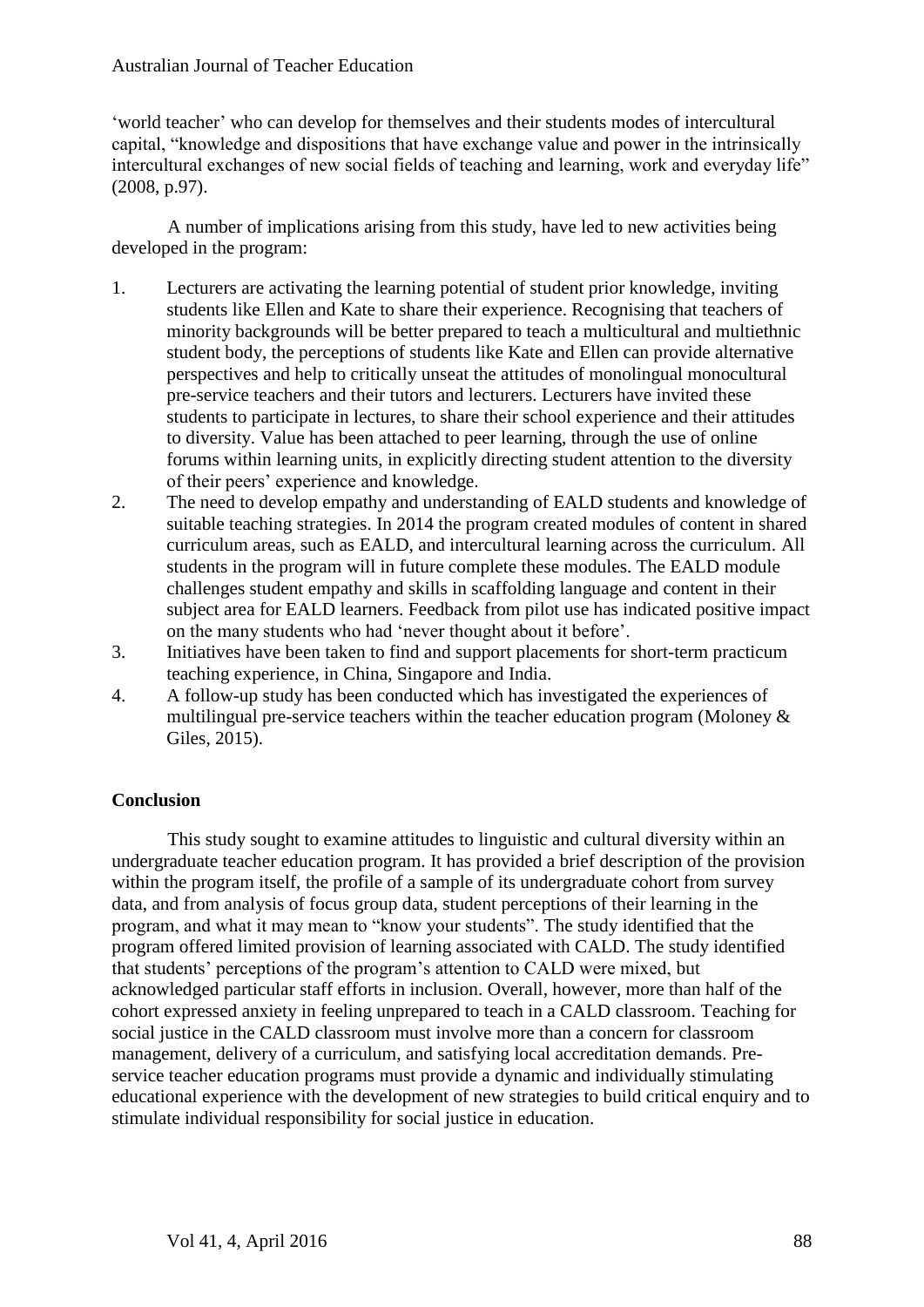'world teacher' who can develop for themselves and their students modes of intercultural capital, "knowledge and dispositions that have exchange value and power in the intrinsically intercultural exchanges of new social fields of teaching and learning, work and everyday life" (2008, p.97).

A number of implications arising from this study, have led to new activities being developed in the program:

1. Lecturers are activating the learning potential of student prior knowledge, inviting students like Ellen and Kate to share their experience. Recognising that teachers of minority backgrounds will be better prepared to teach a multicultural and multiethnic student body, the perceptions of students like Kate and Ellen can provide alternative perspectives and help to critically unseat the attitudes of monolingual monocultural pre-service teachers and their tutors and lecturers. Lecturers have invited these students to participate in lectures, to share their school experience and their attitudes to diversity. Value has been attached to peer learning, through the use of online forums within learning units, in explicitly directing student attention to the diversity of their peers' experience and knowledge.
2. The need to develop empathy and understanding of EALD students and knowledge of suitable teaching strategies. In 2014 the program created modules of content in shared curriculum areas, such as EALD, and intercultural learning across the curriculum. All students in the program will in future complete these modules. The EALD module challenges student empathy and skills in scaffolding language and content in their subject area for EALD learners. Feedback from pilot use has indicated positive impact on the many students who had 'never thought about it before'.
3. Initiatives have been taken to find and support placements for short-term practicum teaching experience, in China, Singapore and India.
4. A follow-up study has been conducted which has investigated the experiences of multilingual pre-service teachers within the teacher education program (Moloney & Giles, 2015).

## Conclusion

This study sought to examine attitudes to linguistic and cultural diversity within an undergraduate teacher education program. It has provided a brief description of the provision within the program itself, the profile of a sample of its undergraduate cohort from survey data, and from analysis of focus group data, student perceptions of their learning in the program, and what it may mean to "know your students". The study identified that the program offered limited provision of learning associated with CALD. The study identified that students' perceptions of the program's attention to CALD were mixed, but acknowledged particular staff efforts in inclusion. Overall, however, more than half of the cohort expressed anxiety in feeling unprepared to teach in a CALD classroom. Teaching for social justice in the CALD classroom must involve more than a concern for classroom management, delivery of a curriculum, and satisfying local accreditation demands. Pre-service teacher education programs must provide a dynamic and individually stimulating educational experience with the development of new strategies to build critical enquiry and to stimulate individual responsibility for social justice in education.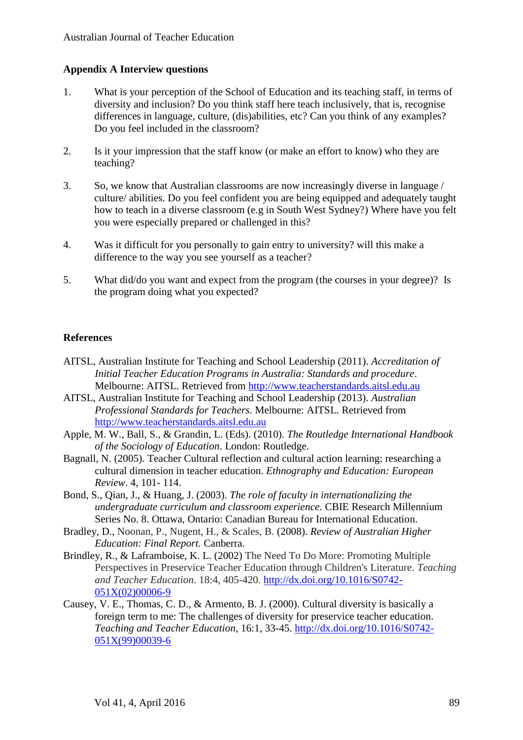## Appendix A Interview questions

1. What is your perception of the School of Education and its teaching staff, in terms of diversity and inclusion? Do you think staff here teach inclusively, that is, recognise differences in language, culture, (dis)abilities, etc? Can you think of any examples? Do you feel included in the classroom?

2. Is it your impression that the staff know (or make an effort to know) who they are teaching?

3. So, we know that Australian classrooms are now increasingly diverse in language / culture/ abilities. Do you feel confident you are being equipped and adequately taught how to teach in a diverse classroom (e.g in South West Sydney?) Where have you felt you were especially prepared or challenged in this?

4. Was it difficult for you personally to gain entry to university? will this make a difference to the way you see yourself as a teacher?

5. What did/do you want and expect from the program (the courses in your degree)? Is the program doing what you expected?

## References

AITSL, Australian Institute for Teaching and School Leadership (2011). *Accreditation of Initial Teacher Education Programs in Australia: Standards and procedure*. Melbourne: AITSL. Retrieved from http://www.teacherstandards.aitsl.edu.au

AITSL, Australian Institute for Teaching and School Leadership (2013). *Australian Professional Standards for Teachers*. Melbourne: AITSL. Retrieved from http://www.teacherstandards.aitsl.edu.au

Apple, M. W., Ball, S., & Grandin, L. (Eds). (2010). *The Routledge International Handbook of the Sociology of Education*. London: Routledge.

Bagnall, N. (2005). Teacher Cultural reflection and cultural action learning: researching a cultural dimension in teacher education. *Ethnography and Education: European Review*. 4, 101- 114.

Bond, S., Qian, J., & Huang, J. (2003). *The role of faculty in internationalizing the undergraduate curriculum and classroom experience.* CBIE Research Millennium Series No. 8. Ottawa, Ontario: Canadian Bureau for International Education.

Bradley, D., Noonan, P., Nugent, H., & Scales, B. (2008). *Review of Australian Higher Education: Final Report.* Canberra.

Brindley, R., & Laframboise, K. L. (2002) The Need To Do More: Promoting Multiple Perspectives in Preservice Teacher Education through Children's Literature. *Teaching and Teacher Education*. 18:4, 405-420. http://dx.doi.org/10.1016/S0742-051X(02)00006-9

Causey, V. E., Thomas, C. D., & Armento, B. J. (2000). Cultural diversity is basically a foreign term to me: The challenges of diversity for preservice teacher education. *Teaching and Teacher Education*, 16:1, 33-45. http://dx.doi.org/10.1016/S0742-051X(99)00039-6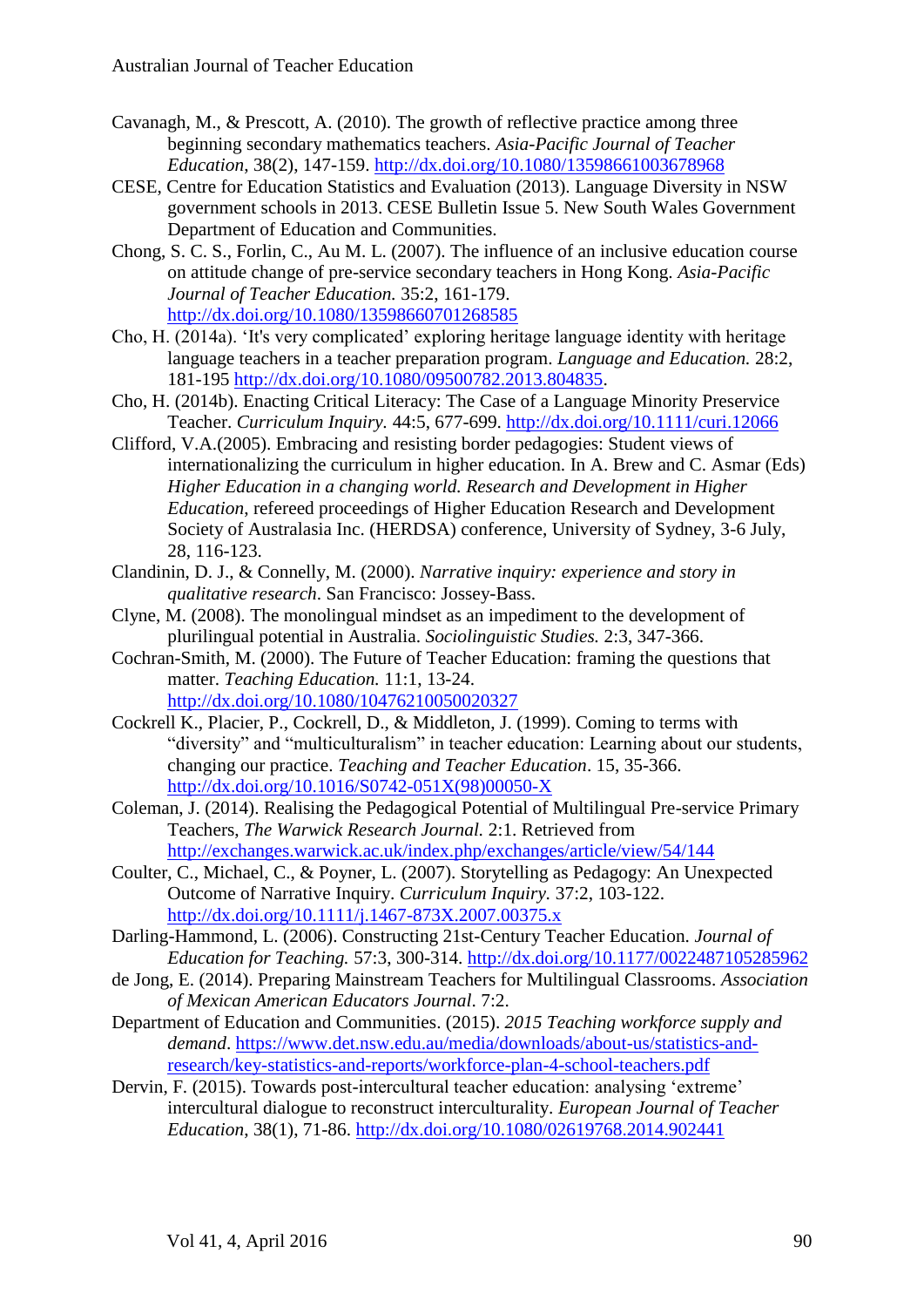Cavanagh, M., & Prescott, A. (2010). The growth of reflective practice among three beginning secondary mathematics teachers. *Asia-Pacific Journal of Teacher Education*, 38(2), 147-159. http://dx.doi.org/10.1080/13598661003678968

CESE, Centre for Education Statistics and Evaluation (2013). Language Diversity in NSW government schools in 2013. CESE Bulletin Issue 5. New South Wales Government Department of Education and Communities.

Chong, S. C. S., Forlin, C., Au M. L. (2007). The influence of an inclusive education course on attitude change of pre-service secondary teachers in Hong Kong. *Asia-Pacific Journal of Teacher Education.* 35:2, 161-179. http://dx.doi.org/10.1080/13598660701268585

Cho, H. (2014a). 'It's very complicated' exploring heritage language identity with heritage language teachers in a teacher preparation program. *Language and Education.* 28:2, 181-195 http://dx.doi.org/10.1080/09500782.2013.804835.

Cho, H. (2014b). Enacting Critical Literacy: The Case of a Language Minority Preservice Teacher. *Curriculum Inquiry.* 44:5, 677-699. http://dx.doi.org/10.1111/curi.12066

Clifford, V.A.(2005). Embracing and resisting border pedagogies: Student views of internationalizing the curriculum in higher education. In A. Brew and C. Asmar (Eds) *Higher Education in a changing world. Research and Development in Higher Education*, refereed proceedings of Higher Education Research and Development Society of Australasia Inc. (HERDSA) conference, University of Sydney, 3-6 July, 28, 116-123.

Clandinin, D. J., & Connelly, M. (2000). *Narrative inquiry: experience and story in qualitative research.* San Francisco: Jossey-Bass.

Clyne, M. (2008). The monolingual mindset as an impediment to the development of plurilingual potential in Australia. *Sociolinguistic Studies.* 2:3, 347-366.

Cochran-Smith, M. (2000). The Future of Teacher Education: framing the questions that matter. *Teaching Education.* 11:1, 13-24. http://dx.doi.org/10.1080/10476210050020327

Cockrell K., Placier, P., Cockrell, D., & Middleton, J. (1999). Coming to terms with "diversity" and "multiculturalism" in teacher education: Learning about our students, changing our practice. *Teaching and Teacher Education*. 15, 35-366. http://dx.doi.org/10.1016/S0742-051X(98)00050-X

Coleman, J. (2014). Realising the Pedagogical Potential of Multilingual Pre-service Primary Teachers, *The Warwick Research Journal.* 2:1. Retrieved from http://exchanges.warwick.ac.uk/index.php/exchanges/article/view/54/144

Coulter, C., Michael, C., & Poyner, L. (2007). Storytelling as Pedagogy: An Unexpected Outcome of Narrative Inquiry. *Curriculum Inquiry.* 37:2, 103-122. http://dx.doi.org/10.1111/j.1467-873X.2007.00375.x

Darling-Hammond, L. (2006). Constructing 21st-Century Teacher Education. *Journal of Education for Teaching.* 57:3, 300-314. http://dx.doi.org/10.1177/0022487105285962

de Jong, E. (2014). Preparing Mainstream Teachers for Multilingual Classrooms. *Association of Mexican American Educators Journal*. 7:2.

Department of Education and Communities. (2015). *2015 Teaching workforce supply and demand*. https://www.det.nsw.edu.au/media/downloads/about-us/statistics-and-research/key-statistics-and-reports/workforce-plan-4-school-teachers.pdf

Dervin, F. (2015). Towards post-intercultural teacher education: analysing 'extreme' intercultural dialogue to reconstruct interculturality. *European Journal of Teacher Education*, 38(1), 71-86. http://dx.doi.org/10.1080/02619768.2014.902441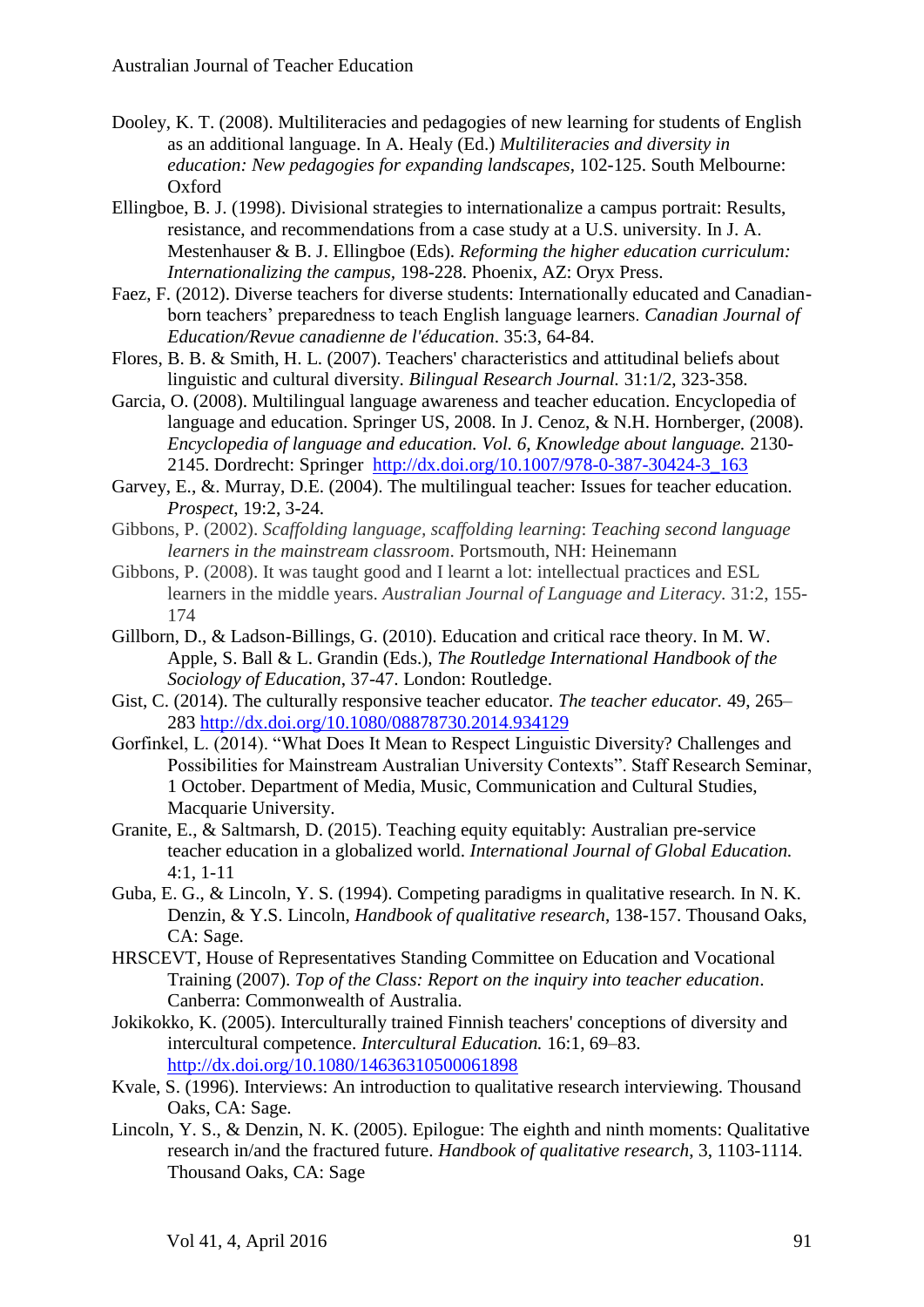Dooley, K. T. (2008). Multiliteracies and pedagogies of new learning for students of English as an additional language. In A. Healy (Ed.) *Multiliteracies and diversity in education: New pedagogies for expanding landscapes*, 102-125. South Melbourne: Oxford

Ellingboe, B. J. (1998). Divisional strategies to internationalize a campus portrait: Results, resistance, and recommendations from a case study at a U.S. university. In J. A. Mestenhauser & B. J. Ellingboe (Eds). *Reforming the higher education curriculum: Internationalizing the campus*, 198-228. Phoenix, AZ: Oryx Press.

Faez, F. (2012). Diverse teachers for diverse students: Internationally educated and Canadian-born teachers' preparedness to teach English language learners. *Canadian Journal of Education/Revue canadienne de l'éducation*. 35:3, 64-84.

Flores, B. B. & Smith, H. L. (2007). Teachers' characteristics and attitudinal beliefs about linguistic and cultural diversity. *Bilingual Research Journal.* 31:1/2, 323-358.

Garcia, O. (2008). Multilingual language awareness and teacher education. Encyclopedia of language and education. Springer US, 2008. In J. Cenoz, & N.H. Hornberger, (2008). *Encyclopedia of language and education. Vol. 6, Knowledge about language.* 2130-2145. Dordrecht: Springer http://dx.doi.org/10.1007/978-0-387-30424-3_163

Garvey, E., &. Murray, D.E. (2004). The multilingual teacher: Issues for teacher education. *Prospect*, 19:2, 3-24.

Gibbons, P. (2002). *Scaffolding language, scaffolding learning*: *Teaching second language learners in the mainstream classroom*. Portsmouth, NH: Heinemann

Gibbons, P. (2008). It was taught good and I learnt a lot: intellectual practices and ESL learners in the middle years. *Australian Journal of Language and Literacy.* 31:2, 155-174

Gillborn, D., & Ladson-Billings, G. (2010). Education and critical race theory. In M. W. Apple, S. Ball & L. Grandin (Eds.), *The Routledge International Handbook of the Sociology of Education*, 37-47. London: Routledge.

Gist, C. (2014). The culturally responsive teacher educator. *The teacher educator.* 49, 265–283 http://dx.doi.org/10.1080/08878730.2014.934129

Gorfinkel, L. (2014). "What Does It Mean to Respect Linguistic Diversity? Challenges and Possibilities for Mainstream Australian University Contexts". Staff Research Seminar, 1 October. Department of Media, Music, Communication and Cultural Studies, Macquarie University.

Granite, E., & Saltmarsh, D. (2015). Teaching equity equitably: Australian pre-service teacher education in a globalized world. *International Journal of Global Education.* 4:1, 1-11

Guba, E. G., & Lincoln, Y. S. (1994). Competing paradigms in qualitative research. In N. K. Denzin, & Y.S. Lincoln, *Handbook of qualitative research*, 138-157. Thousand Oaks, CA: Sage.

HRSCEVT, House of Representatives Standing Committee on Education and Vocational Training (2007). *Top of the Class: Report on the inquiry into teacher education*. Canberra: Commonwealth of Australia.

Jokikokko, K. (2005). Interculturally trained Finnish teachers' conceptions of diversity and intercultural competence. *Intercultural Education.* 16:1, 69–83. http://dx.doi.org/10.1080/14636310500061898

Kvale, S. (1996). Interviews: An introduction to qualitative research interviewing. Thousand Oaks, CA: Sage.

Lincoln, Y. S., & Denzin, N. K. (2005). Epilogue: The eighth and ninth moments: Qualitative research in/and the fractured future. *Handbook of qualitative research*, 3, 1103-1114. Thousand Oaks, CA: Sage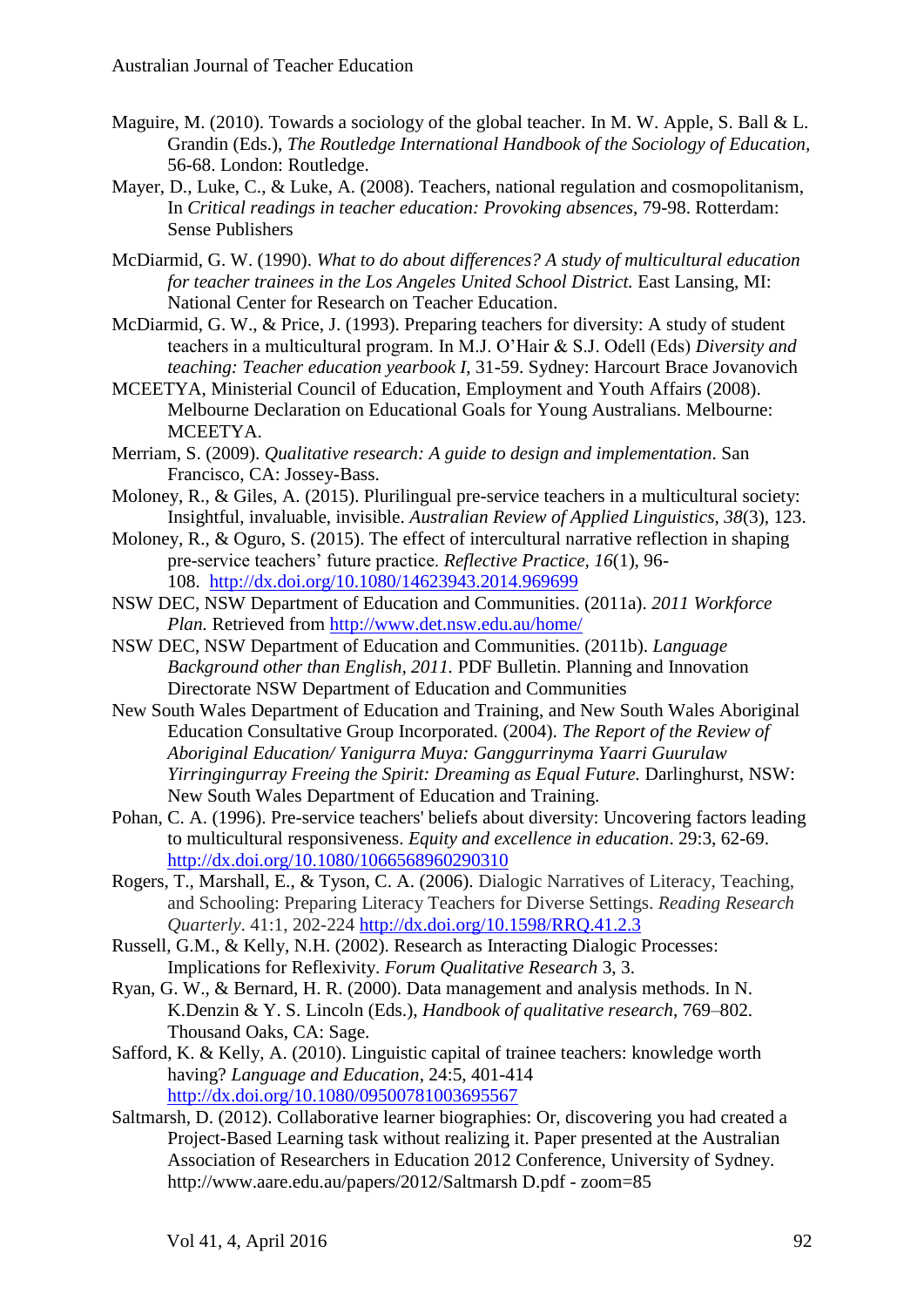Maguire, M. (2010). Towards a sociology of the global teacher. In M. W. Apple, S. Ball & L. Grandin (Eds.), *The Routledge International Handbook of the Sociology of Education*, 56-68. London: Routledge.

Mayer, D., Luke, C., & Luke, A. (2008). Teachers, national regulation and cosmopolitanism, In *Critical readings in teacher education: Provoking absences*, 79-98. Rotterdam: Sense Publishers

McDiarmid, G. W. (1990). *What to do about differences? A study of multicultural education for teacher trainees in the Los Angeles United School District.* East Lansing, MI: National Center for Research on Teacher Education.

McDiarmid, G. W., & Price, J. (1993). Preparing teachers for diversity: A study of student teachers in a multicultural program. In M.J. O'Hair & S.J. Odell (Eds) *Diversity and teaching: Teacher education yearbook I*, 31-59. Sydney: Harcourt Brace Jovanovich

MCEETYA, Ministerial Council of Education, Employment and Youth Affairs (2008). Melbourne Declaration on Educational Goals for Young Australians. Melbourne: MCEETYA.

Merriam, S. (2009). *Qualitative research: A guide to design and implementation*. San Francisco, CA: Jossey-Bass.

Moloney, R., & Giles, A. (2015). Plurilingual pre-service teachers in a multicultural society: Insightful, invaluable, invisible. *Australian Review of Applied Linguistics, 38*(3), 123.

Moloney, R., & Oguro, S. (2015). The effect of intercultural narrative reflection in shaping pre-service teachers' future practice. *Reflective Practice, 16*(1), 96-108. http://dx.doi.org/10.1080/14623943.2014.969699

NSW DEC, NSW Department of Education and Communities. (2011a). *2011 Workforce Plan.* Retrieved from http://www.det.nsw.edu.au/home/

NSW DEC, NSW Department of Education and Communities. (2011b). *Language Background other than English, 2011.* PDF Bulletin. Planning and Innovation Directorate NSW Department of Education and Communities

New South Wales Department of Education and Training, and New South Wales Aboriginal Education Consultative Group Incorporated. (2004). *The Report of the Review of Aboriginal Education/ Yanigurra Muya: Ganggurrinyma Yaarri Guurulaw Yirringingurray Freeing the Spirit: Dreaming as Equal Future.* Darlinghurst, NSW: New South Wales Department of Education and Training.

Pohan, C. A. (1996). Pre-service teachers' beliefs about diversity: Uncovering factors leading to multicultural responsiveness. *Equity and excellence in education*. 29:3, 62-69. http://dx.doi.org/10.1080/1066568960290310

Rogers, T., Marshall, E., & Tyson, C. A. (2006). Dialogic Narratives of Literacy, Teaching, and Schooling: Preparing Literacy Teachers for Diverse Settings. *Reading Research Quarterly*. 41:1, 202-224 http://dx.doi.org/10.1598/RRQ.41.2.3

Russell, G.M., & Kelly, N.H. (2002). Research as Interacting Dialogic Processes: Implications for Reflexivity. *Forum Qualitative Research* 3, 3.

Ryan, G. W., & Bernard, H. R. (2000). Data management and analysis methods. In N. K.Denzin & Y. S. Lincoln (Eds.), *Handbook of qualitative research*, 769–802. Thousand Oaks, CA: Sage.

Safford, K. & Kelly, A. (2010). Linguistic capital of trainee teachers: knowledge worth having? *Language and Education*, 24:5, 401-414 http://dx.doi.org/10.1080/09500781003695567

Saltmarsh, D. (2012). Collaborative learner biographies: Or, discovering you had created a Project-Based Learning task without realizing it. Paper presented at the Australian Association of Researchers in Education 2012 Conference, University of Sydney. http://www.aare.edu.au/papers/2012/Saltmarsh D.pdf - zoom=85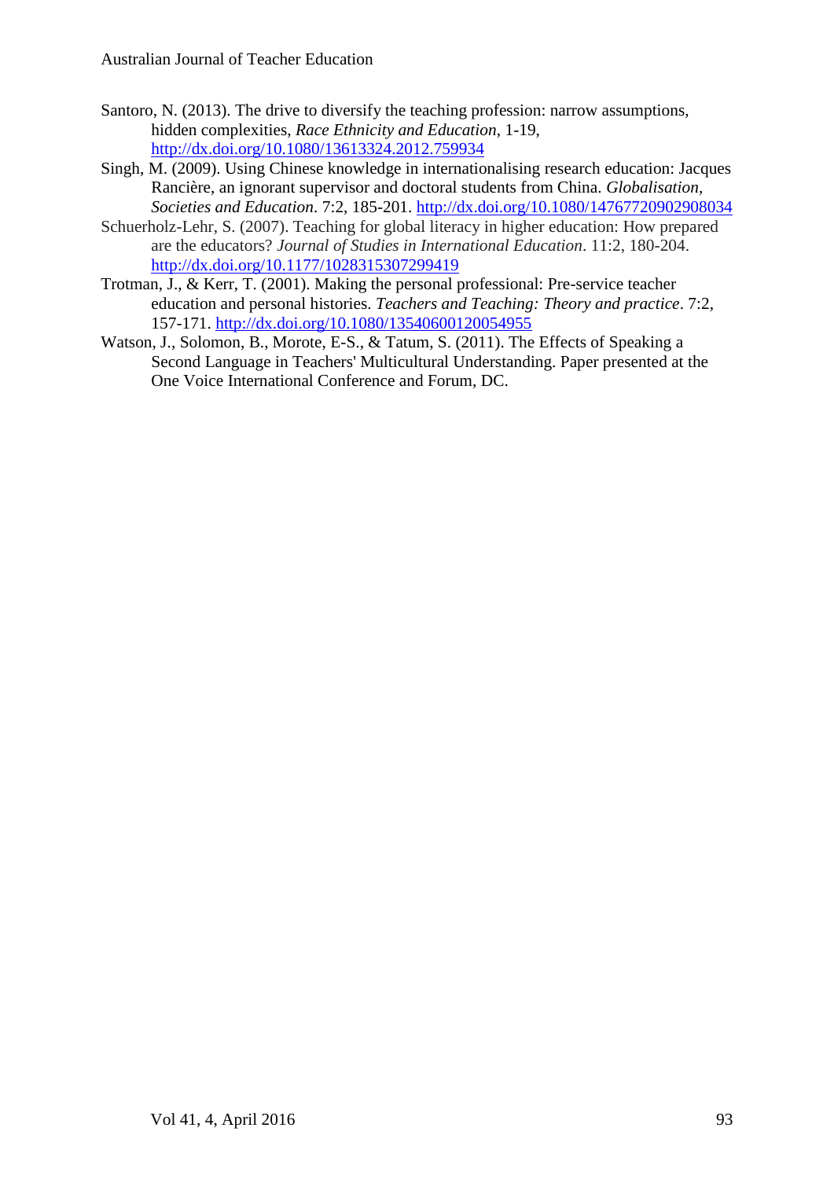Santoro, N. (2013). The drive to diversify the teaching profession: narrow assumptions, hidden complexities, *Race Ethnicity and Education*, 1-19, http://dx.doi.org/10.1080/13613324.2012.759934

Singh, M. (2009). Using Chinese knowledge in internationalising research education: Jacques Rancière, an ignorant supervisor and doctoral students from China. *Globalisation, Societies and Education*. 7:2, 185-201. http://dx.doi.org/10.1080/14767720902908034

Schuerholz-Lehr, S. (2007). Teaching for global literacy in higher education: How prepared are the educators? *Journal of Studies in International Education*. 11:2, 180-204. http://dx.doi.org/10.1177/1028315307299419

Trotman, J., & Kerr, T. (2001). Making the personal professional: Pre-service teacher education and personal histories. *Teachers and Teaching: Theory and practice*. 7:2, 157-171. http://dx.doi.org/10.1080/13540600120054955

Watson, J., Solomon, B., Morote, E-S., & Tatum, S. (2011). The Effects of Speaking a Second Language in Teachers' Multicultural Understanding. Paper presented at the One Voice International Conference and Forum, DC.